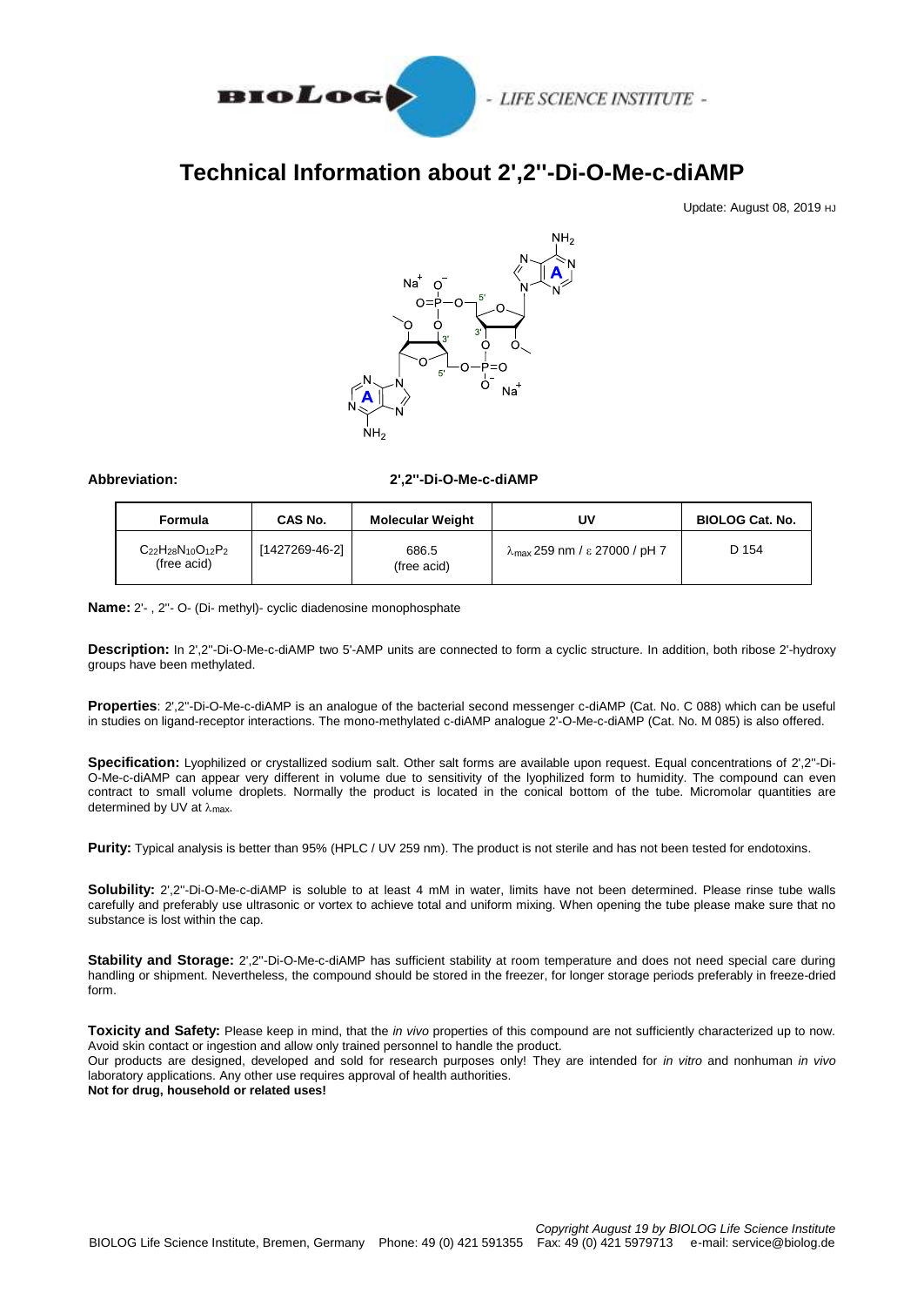# Technical Information about 2',2''-Di-O-Me-c-diAMP

Update: August 08, 2019 HJ

**Abbreviation:** **2',2''-Di-O-Me-c-diAMP**

| Formula | CAS No. | Molecular Weight | UV | BIOLOG Cat. No. |
|---|---|---|---|---|
| $C_{22}H_{28}N_{10}O_{12}P_2$ (free acid) | [1427269-46-2] | 686.5 (free acid) | $\lambda_{max}$ 259 nm / ε 27000 / pH 7 | D 154 |

**Name:** 2'- , 2''- O- (Di- methyl)- cyclic diadenosine monophosphate

**Description:** In 2',2''-Di-O-Me-c-diAMP two 5'-AMP units are connected to form a cyclic structure. In addition, both ribose 2'-hydroxy groups have been methylated.

**Properties**: 2',2''-Di-O-Me-c-diAMP is an analogue of the bacterial second messenger c-diAMP (Cat. No. C 088) which can be useful in studies on ligand-receptor interactions. The mono-methylated c-diAMP analogue 2'-O-Me-c-diAMP (Cat. No. M 085) is also offered.

**Specification:** Lyophilized or crystallized sodium salt. Other salt forms are available upon request. Equal concentrations of 2',2''-Di-O-Me-c-diAMP can appear very different in volume due to sensitivity of the lyophilized form to humidity. The compound can even contract to small volume droplets. Normally the product is located in the conical bottom of the tube. Micromolar quantities are determined by UV at $\lambda_{max}$.

**Purity:** Typical analysis is better than 95% (HPLC / UV 259 nm). The product is not sterile and has not been tested for endotoxins.

**Solubility:** 2',2''-Di-O-Me-c-diAMP is soluble to at least 4 mM in water, limits have not been determined. Please rinse tube walls carefully and preferably use ultrasonic or vortex to achieve total and uniform mixing. When opening the tube please make sure that no substance is lost within the cap.

**Stability and Storage:** 2',2''-Di-O-Me-c-diAMP has sufficient stability at room temperature and does not need special care during handling or shipment. Nevertheless, the compound should be stored in the freezer, for longer storage periods preferably in freeze-dried form.

**Toxicity and Safety:** Please keep in mind, that the *in vivo* properties of this compound are not sufficiently characterized up to now. Avoid skin contact or ingestion and allow only trained personnel to handle the product.
Our products are designed, developed and sold for research purposes only! They are intended for *in vitro* and nonhuman *in vivo* laboratory applications. Any other use requires approval of health authorities.
**Not for drug, household or related uses!**

*Copyright August 19 by BIOLOG Life Science Institute*
BIOLOG Life Science Institute, Bremen, Germany Phone: 49 (0) 421 591355 Fax: 49 (0) 421 5979713 e-mail: service@biolog.de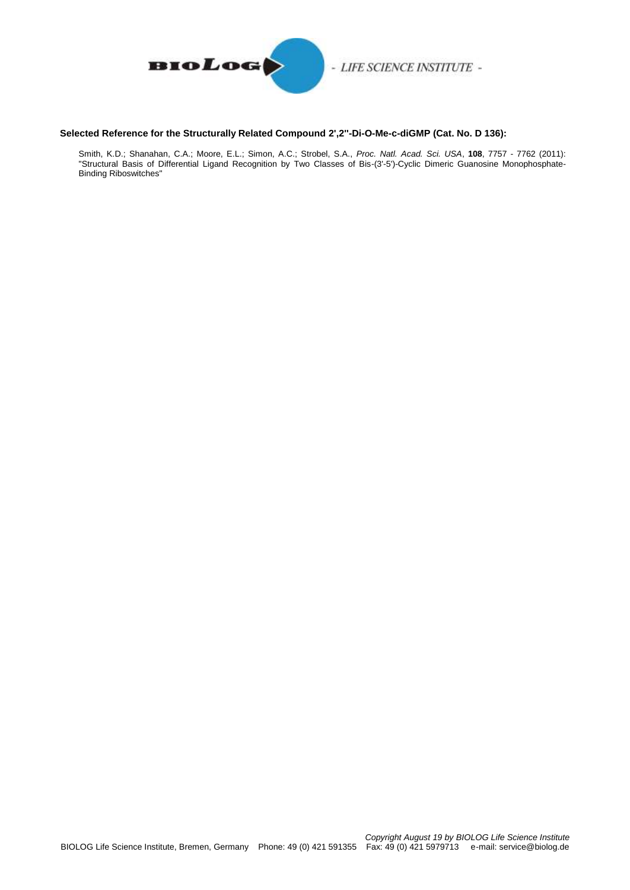**Selected Reference for the Structurally Related Compound 2',2''-Di-O-Me-c-diGMP (Cat. No. D 136):**

Smith, K.D.; Shanahan, C.A.; Moore, E.L.; Simon, A.C.; Strobel, S.A., *Proc. Natl. Acad. Sci. USA*, **108**, 7757 - 7762 (2011): "Structural Basis of Differential Ligand Recognition by Two Classes of Bis-(3'-5')-Cyclic Dimeric Guanosine Monophosphate-Binding Riboswitches"